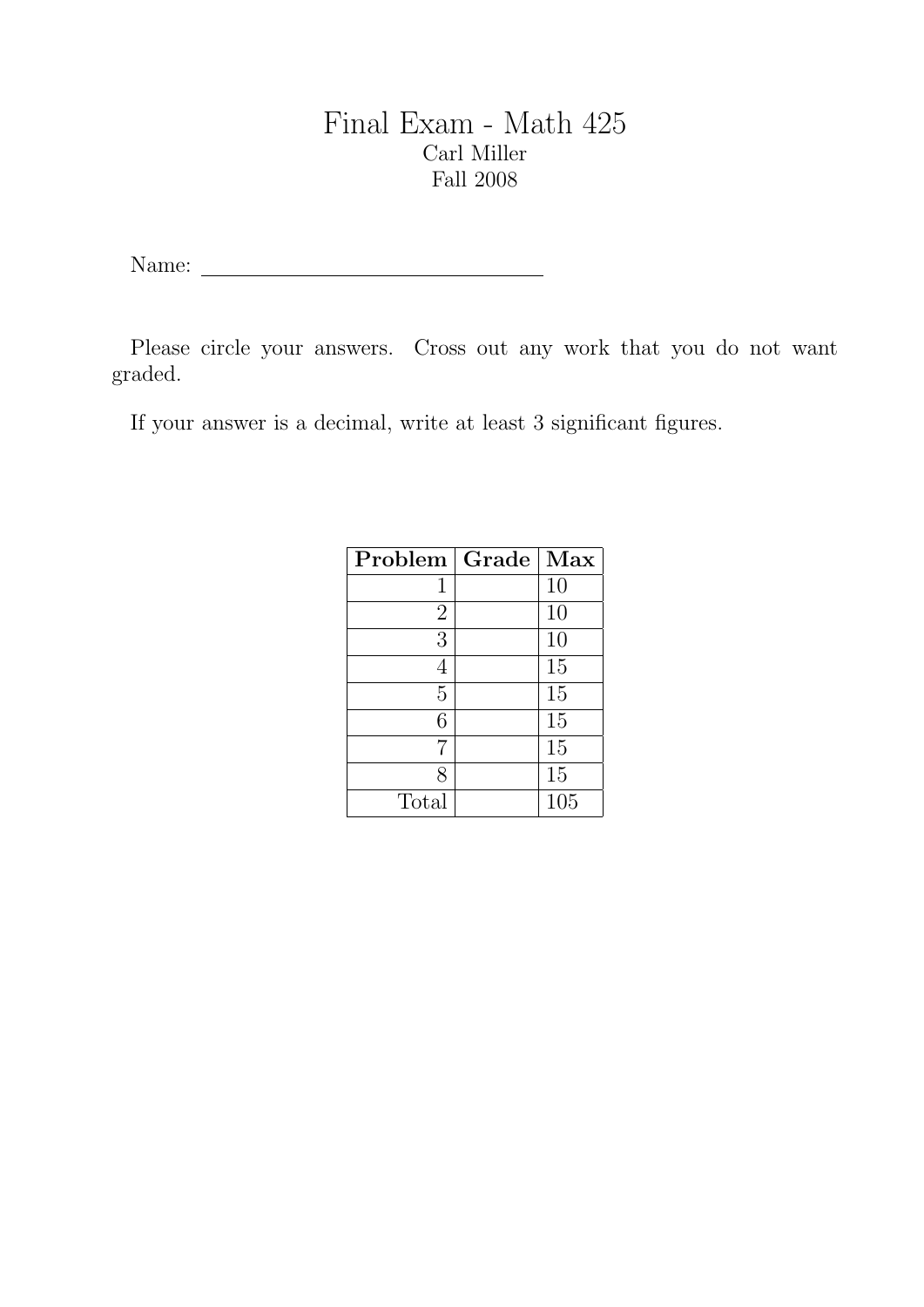# Final Exam - Math 425

Carl Miller

Fall 2008

Name: ______________________________

Please circle your answers. Cross out any work that you do not want graded.

If your answer is a decimal, write at least 3 significant figures.

| **Problem** | **Grade** | **Max** |
|---|---|---|
| 1 | | 10 |
| 2 | | 10 |
| 3 | | 10 |
| 4 | | 15 |
| 5 | | 15 |
| 6 | | 15 |
| 7 | | 15 |
| 8 | | 15 |
| Total | | 105 |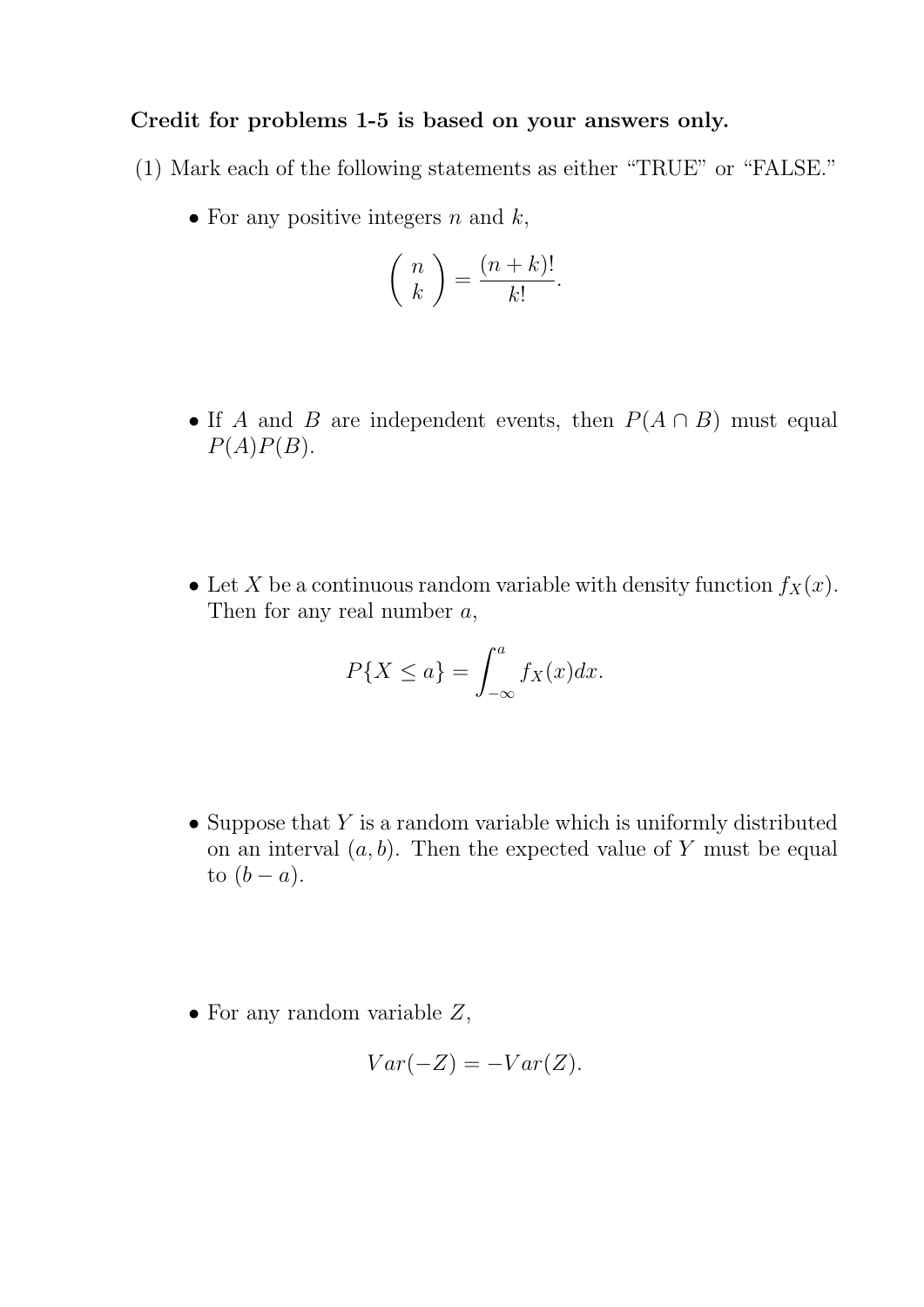**Credit for problems 1-5 is based on your answers only.**

(1) Mark each of the following statements as either "TRUE" or "FALSE."

- For any positive integers $n$ and $k$,

$$\binom{n}{k} = \frac{(n+k)!}{k!}.$$

- If $A$ and $B$ are independent events, then $P(A \cap B)$ must equal $P(A)P(B)$.

- Let $X$ be a continuous random variable with density function $f_X(x)$. Then for any real number $a$,

$$P\{X \leq a\} = \int_{-\infty}^{a} f_X(x)dx.$$

- Suppose that $Y$ is a random variable which is uniformly distributed on an interval $(a, b)$. Then the expected value of $Y$ must be equal to $(b - a)$.

- For any random variable $Z$,

$$Var(-Z) = -Var(Z).$$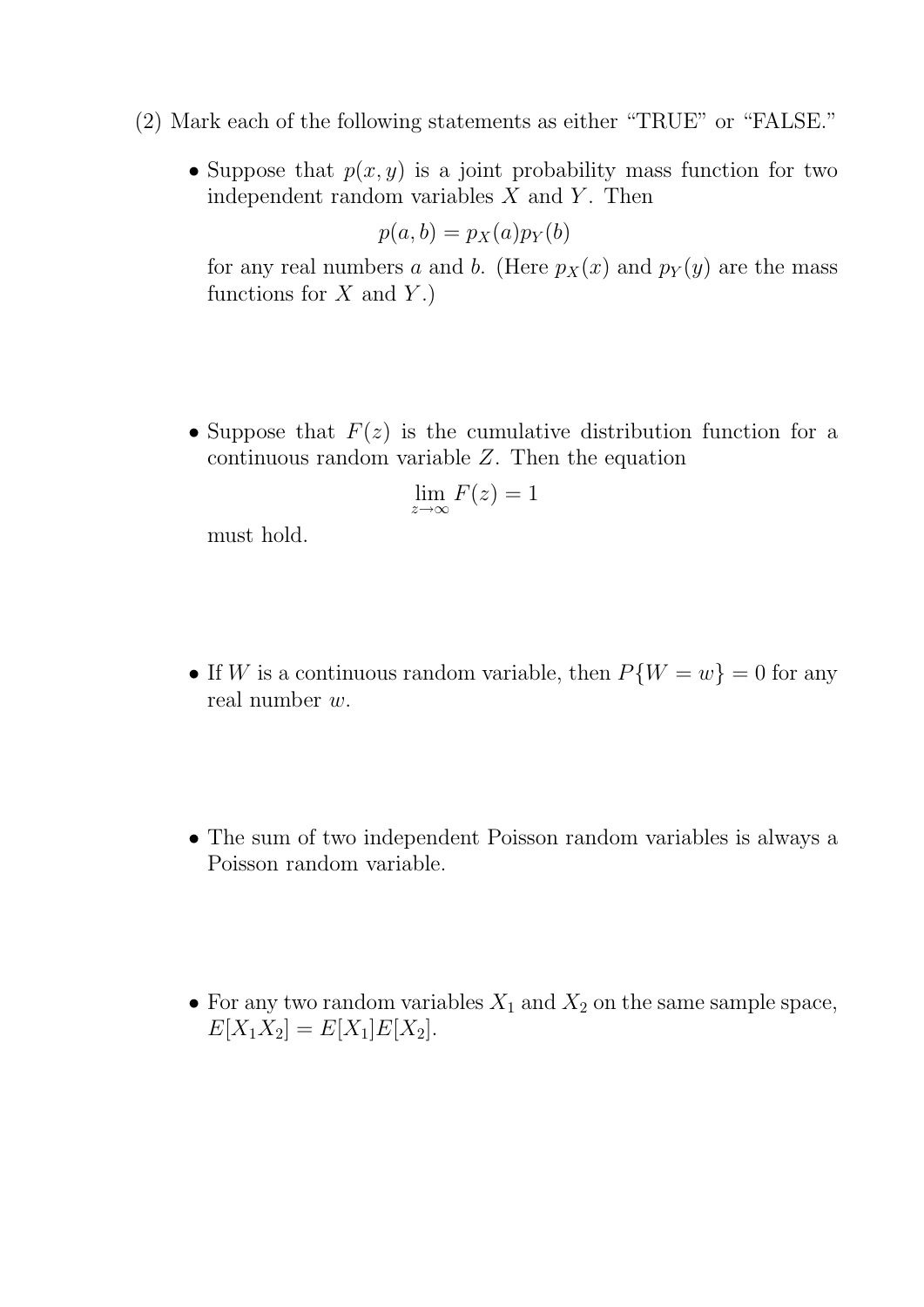(2) Mark each of the following statements as either "TRUE" or "FALSE."

- Suppose that $p(x, y)$ is a joint probability mass function for two independent random variables $X$ and $Y$. Then

$$p(a, b) = p_X(a)p_Y(b)$$

for any real numbers $a$ and $b$. (Here $p_X(x)$ and $p_Y(y)$ are the mass functions for $X$ and $Y$.)

- Suppose that $F(z)$ is the cumulative distribution function for a continuous random variable $Z$. Then the equation

$$\lim_{z \to \infty} F(z) = 1$$

must hold.

- If $W$ is a continuous random variable, then $P\{W = w\} = 0$ for any real number $w$.

- The sum of two independent Poisson random variables is always a Poisson random variable.

- For any two random variables $X_1$ and $X_2$ on the same sample space, $E[X_1 X_2] = E[X_1]E[X_2]$.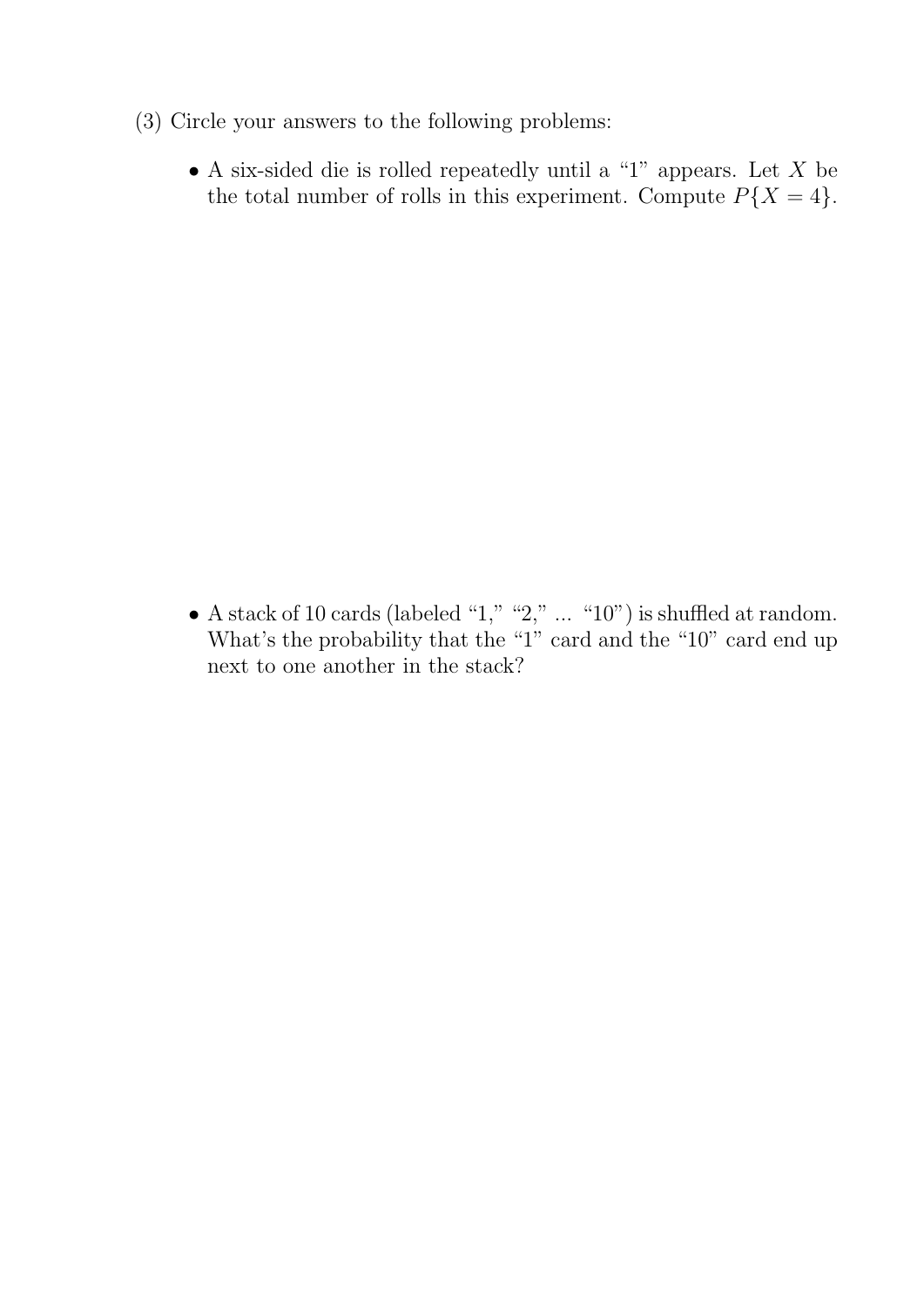(3) Circle your answers to the following problems:

- A six-sided die is rolled repeatedly until a "1" appears. Let $X$ be the total number of rolls in this experiment. Compute $P\{X = 4\}$.

- A stack of 10 cards (labeled "1," "2," ... "10") is shuffled at random. What's the probability that the "1" card and the "10" card end up next to one another in the stack?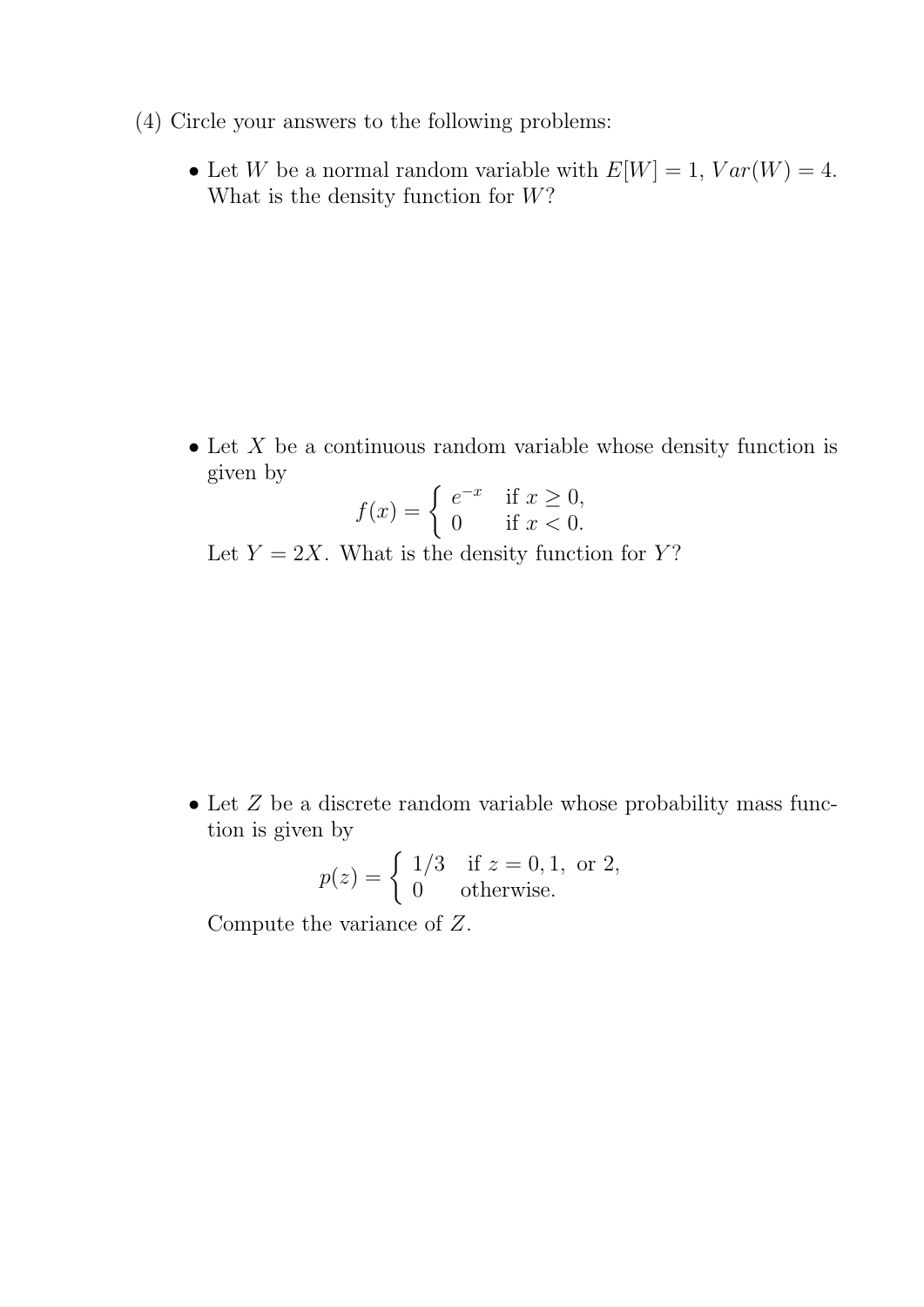(4) Circle your answers to the following problems:

- Let $W$ be a normal random variable with $E[W] = 1$, $Var(W) = 4$. What is the density function for $W$?

- Let $X$ be a continuous random variable whose density function is given by

$$f(x) = \begin{cases} e^{-x} & \text{if } x \geq 0, \\ 0 & \text{if } x < 0. \end{cases}$$

  Let $Y = 2X$. What is the density function for $Y$?

- Let $Z$ be a discrete random variable whose probability mass function is given by

$$p(z) = \begin{cases} 1/3 & \text{if } z = 0, 1, \text{ or } 2, \\ 0 & \text{otherwise.} \end{cases}$$

  Compute the variance of $Z$.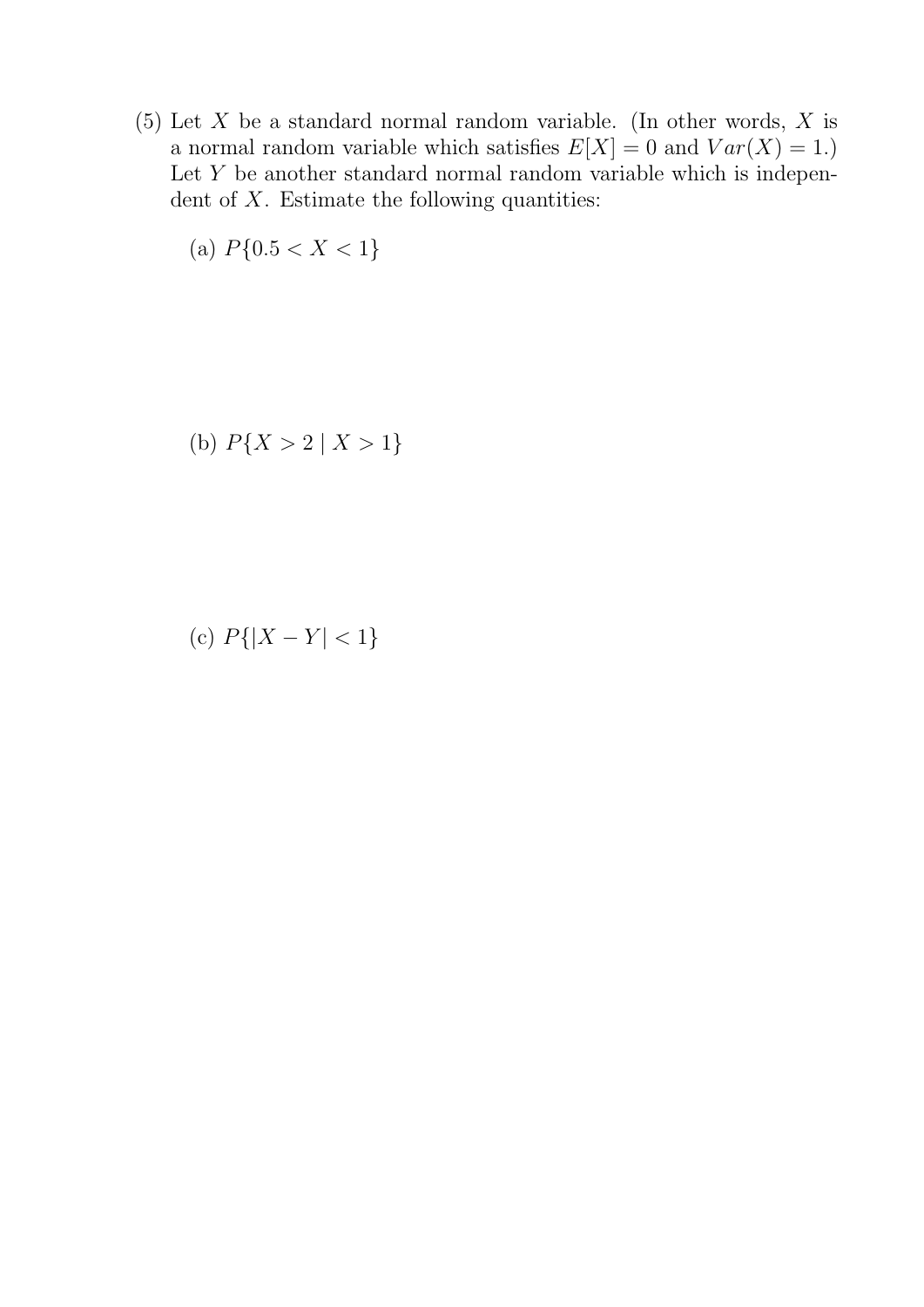(5) Let $X$ be a standard normal random variable. (In other words, $X$ is a normal random variable which satisfies $E[X] = 0$ and $Var(X) = 1$.) Let $Y$ be another standard normal random variable which is independent of $X$. Estimate the following quantities:

(a) $P\{0.5 < X < 1\}$

(b) $P\{X > 2 \mid X > 1\}$

(c) $P\{|X - Y| < 1\}$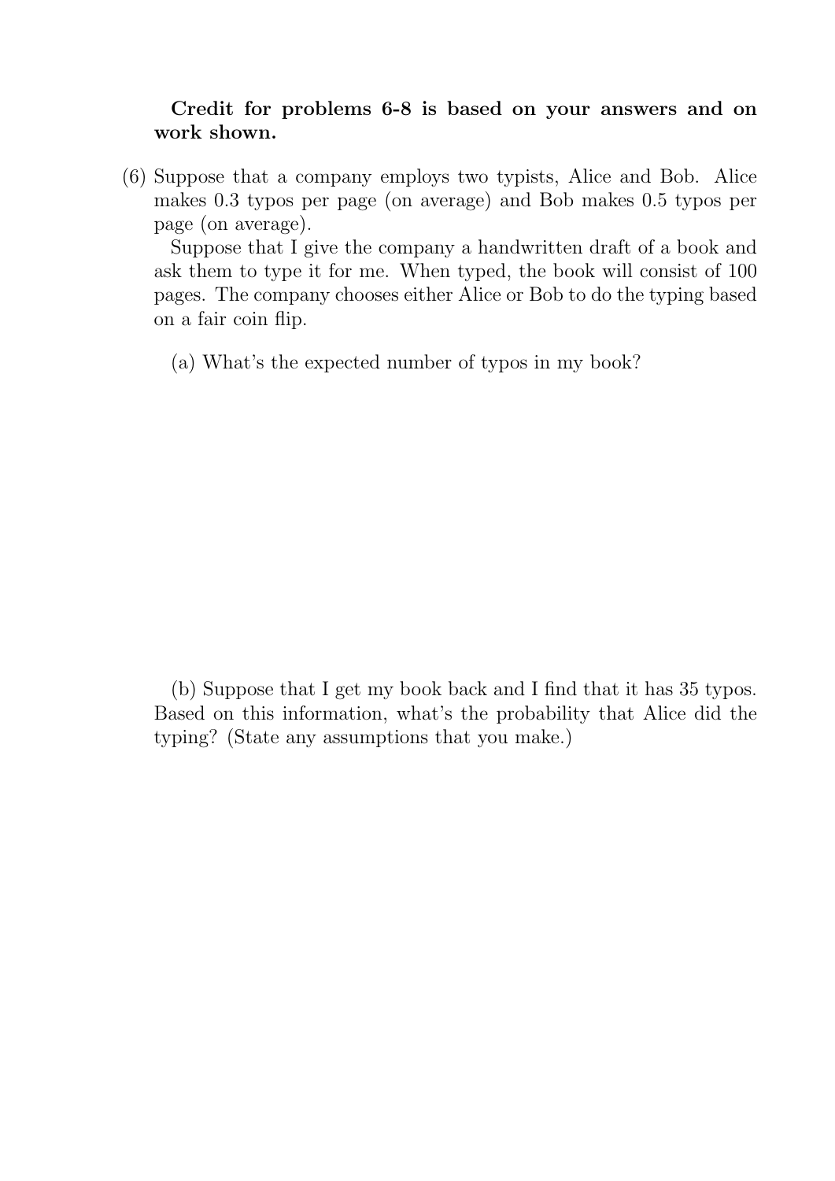**Credit for problems 6-8 is based on your answers and on work shown.**

(6) Suppose that a company employs two typists, Alice and Bob. Alice makes 0.3 typos per page (on average) and Bob makes 0.5 typos per page (on average).

Suppose that I give the company a handwritten draft of a book and ask them to type it for me. When typed, the book will consist of 100 pages. The company chooses either Alice or Bob to do the typing based on a fair coin flip.

(a) What's the expected number of typos in my book?

(b) Suppose that I get my book back and I find that it has 35 typos. Based on this information, what's the probability that Alice did the typing? (State any assumptions that you make.)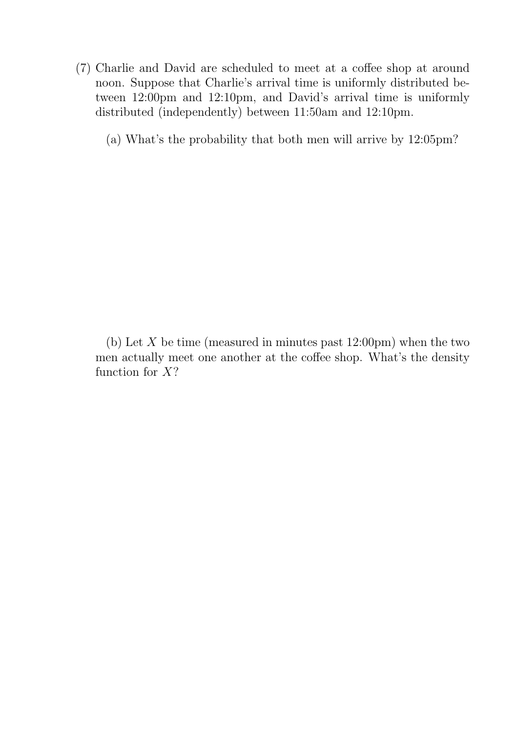(7) Charlie and David are scheduled to meet at a coffee shop at around noon. Suppose that Charlie's arrival time is uniformly distributed between 12:00pm and 12:10pm, and David's arrival time is uniformly distributed (independently) between 11:50am and 12:10pm.

(a) What's the probability that both men will arrive by 12:05pm?

(b) Let $X$ be time (measured in minutes past 12:00pm) when the two men actually meet one another at the coffee shop. What's the density function for $X$?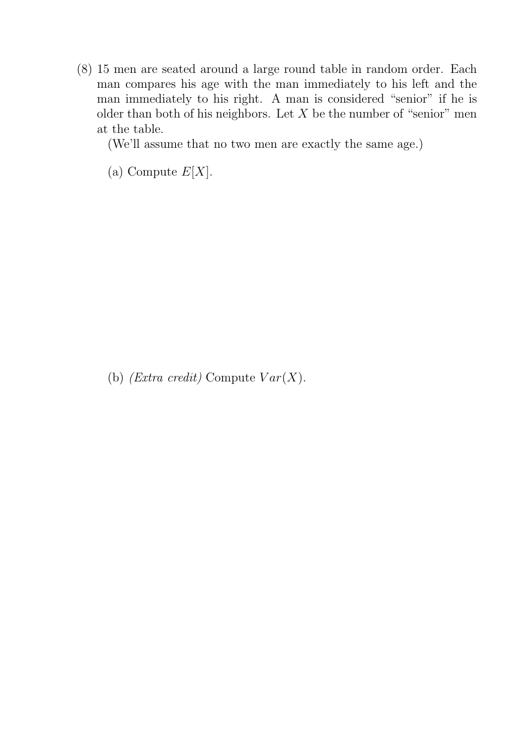(8) 15 men are seated around a large round table in random order. Each man compares his age with the man immediately to his left and the man immediately to his right. A man is considered "senior" if he is older than both of his neighbors. Let $X$ be the number of "senior" men at the table.

(We'll assume that no two men are exactly the same age.)

(a) Compute $E[X]$.

(b) *(Extra credit)* Compute $Var(X)$.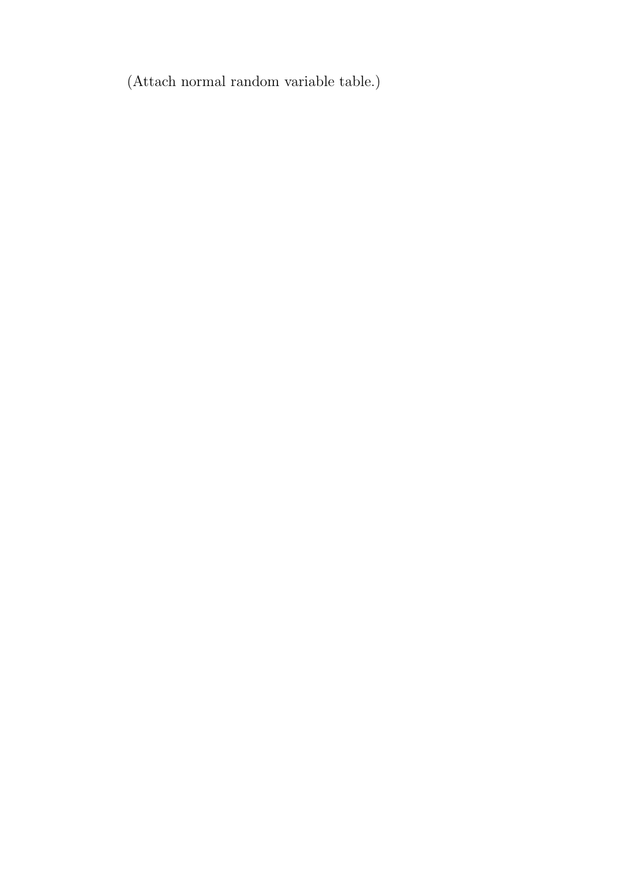(Attach normal random variable table.)